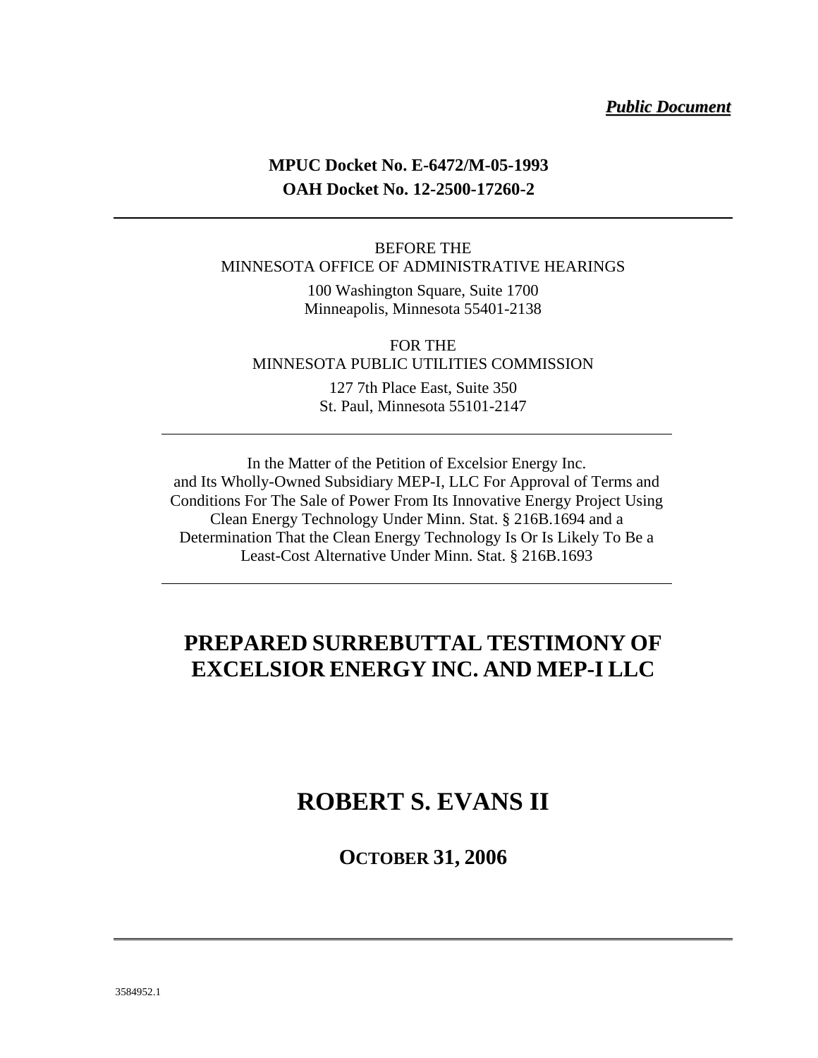***Public Document***

**MPUC Docket No. E-6472/M-05-1993**
**OAH Docket No. 12-2500-17260-2**

---

BEFORE THE
MINNESOTA OFFICE OF ADMINISTRATIVE HEARINGS

100 Washington Square, Suite 1700
Minneapolis, Minnesota 55401-2138

FOR THE
MINNESOTA PUBLIC UTILITIES COMMISSION

127 7th Place East, Suite 350
St. Paul, Minnesota 55101-2147

---

In the Matter of the Petition of Excelsior Energy Inc. and Its Wholly-Owned Subsidiary MEP-I, LLC For Approval of Terms and Conditions For The Sale of Power From Its Innovative Energy Project Using Clean Energy Technology Under Minn. Stat. § 216B.1694 and a Determination That the Clean Energy Technology Is Or Is Likely To Be a Least-Cost Alternative Under Minn. Stat. § 216B.1693

---

# PREPARED SURREBUTTAL TESTIMONY OF EXCELSIOR ENERGY INC. AND MEP-I LLC

# ROBERT S. EVANS II

## OCTOBER 31, 2006

---

3584952.1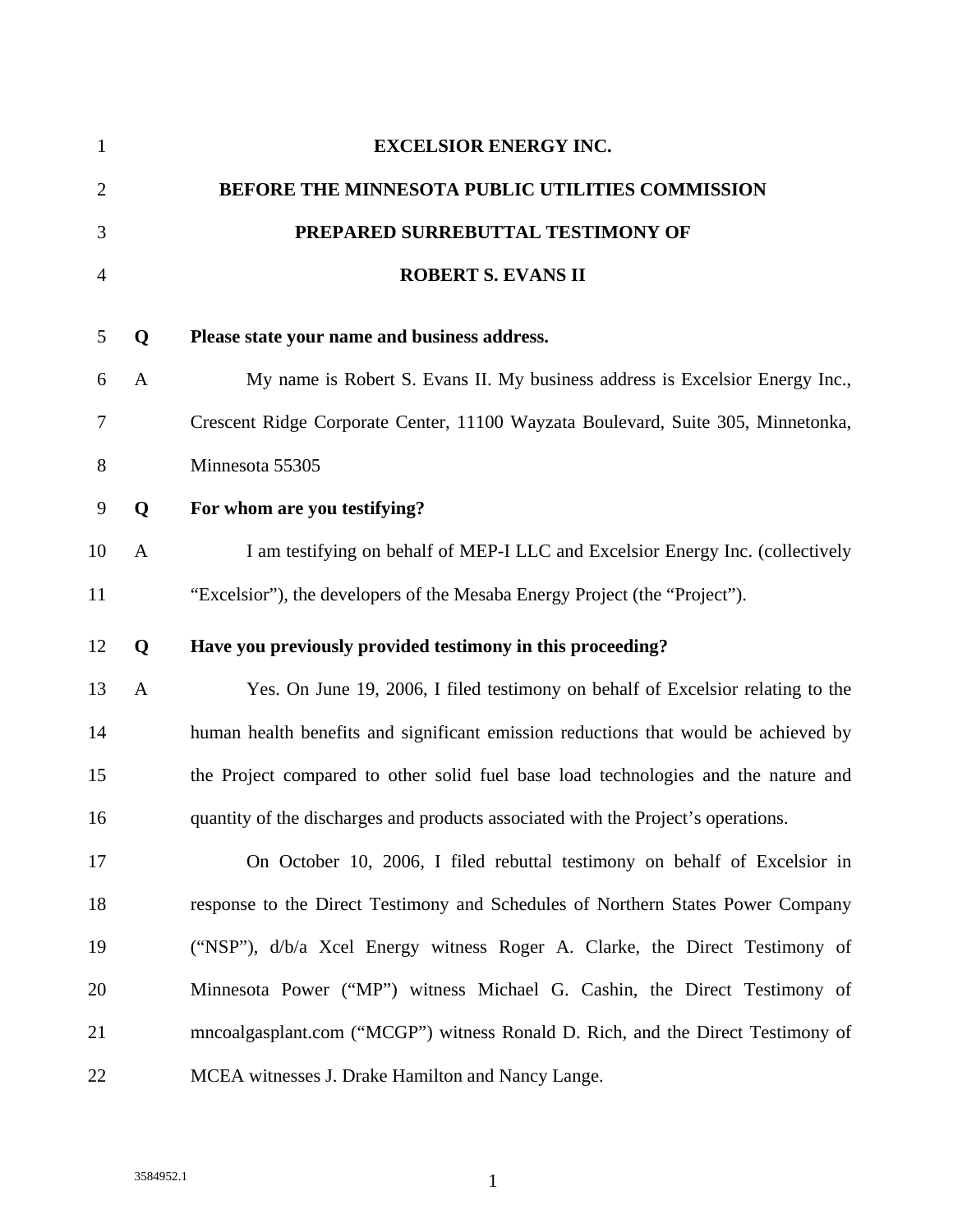**EXCELSIOR ENERGY INC.**

**BEFORE THE MINNESOTA PUBLIC UTILITIES COMMISSION**

**PREPARED SURREBUTTAL TESTIMONY OF**

**ROBERT S. EVANS II**

**Q Please state your name and business address.**

A My name is Robert S. Evans II. My business address is Excelsior Energy Inc., Crescent Ridge Corporate Center, 11100 Wayzata Boulevard, Suite 305, Minnetonka, Minnesota 55305

**Q For whom are you testifying?**

A I am testifying on behalf of MEP-I LLC and Excelsior Energy Inc. (collectively "Excelsior"), the developers of the Mesaba Energy Project (the "Project").

**Q Have you previously provided testimony in this proceeding?**

A Yes. On June 19, 2006, I filed testimony on behalf of Excelsior relating to the human health benefits and significant emission reductions that would be achieved by the Project compared to other solid fuel base load technologies and the nature and quantity of the discharges and products associated with the Project's operations.

On October 10, 2006, I filed rebuttal testimony on behalf of Excelsior in response to the Direct Testimony and Schedules of Northern States Power Company ("NSP"), d/b/a Xcel Energy witness Roger A. Clarke, the Direct Testimony of Minnesota Power ("MP") witness Michael G. Cashin, the Direct Testimony of mncoalgasplant.com ("MCGP") witness Ronald D. Rich, and the Direct Testimony of MCEA witnesses J. Drake Hamilton and Nancy Lange.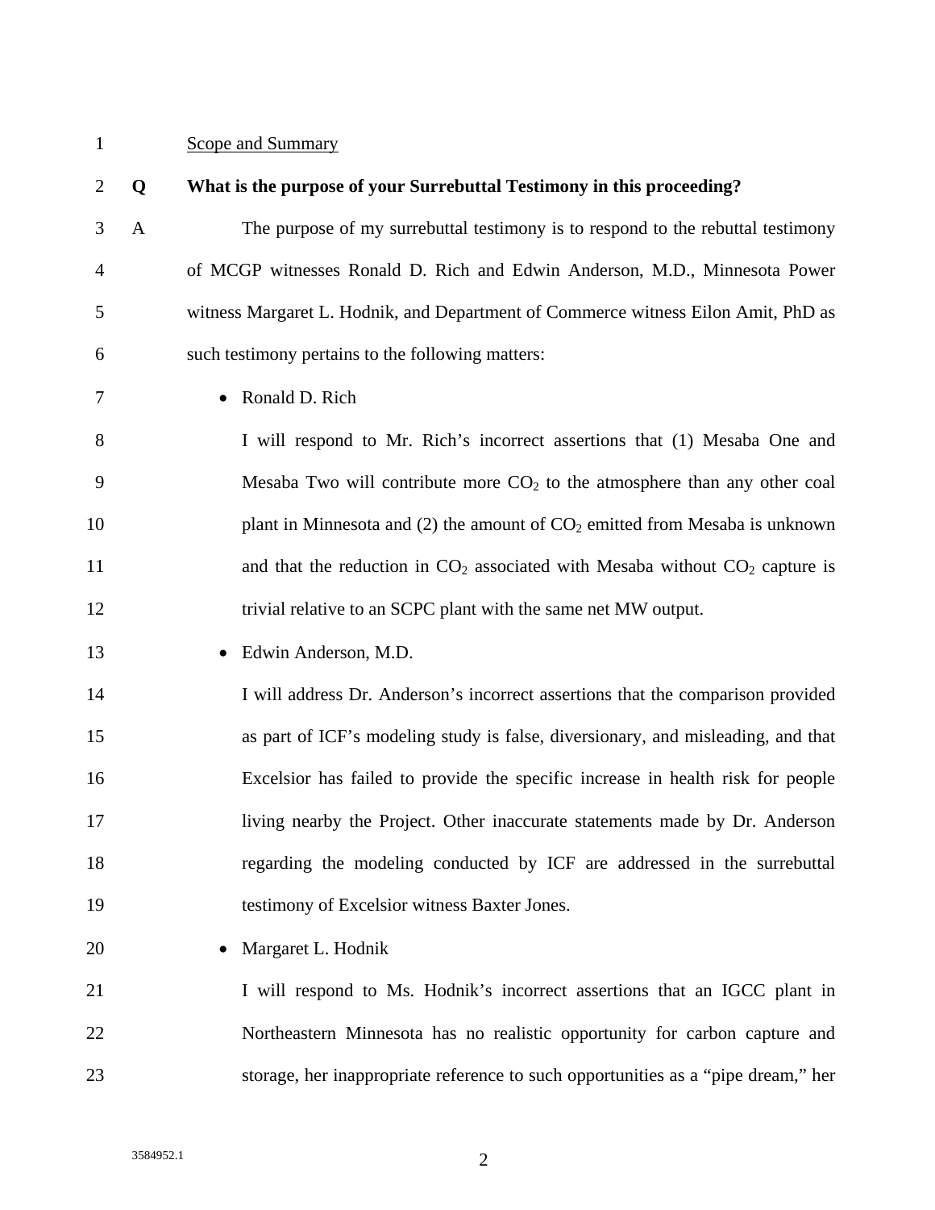Scope and Summary

**Q What is the purpose of your Surrebuttal Testimony in this proceeding?**

A The purpose of my surrebuttal testimony is to respond to the rebuttal testimony of MCGP witnesses Ronald D. Rich and Edwin Anderson, M.D., Minnesota Power witness Margaret L. Hodnik, and Department of Commerce witness Eilon Amit, PhD as such testimony pertains to the following matters:

- Ronald D. Rich

  I will respond to Mr. Rich's incorrect assertions that (1) Mesaba One and Mesaba Two will contribute more $CO_2$ to the atmosphere than any other coal plant in Minnesota and (2) the amount of $CO_2$ emitted from Mesaba is unknown and that the reduction in $CO_2$ associated with Mesaba without $CO_2$ capture is trivial relative to an SCPC plant with the same net MW output.

- Edwin Anderson, M.D.

  I will address Dr. Anderson's incorrect assertions that the comparison provided as part of ICF's modeling study is false, diversionary, and misleading, and that Excelsior has failed to provide the specific increase in health risk for people living nearby the Project. Other inaccurate statements made by Dr. Anderson regarding the modeling conducted by ICF are addressed in the surrebuttal testimony of Excelsior witness Baxter Jones.

- Margaret L. Hodnik

  I will respond to Ms. Hodnik's incorrect assertions that an IGCC plant in Northeastern Minnesota has no realistic opportunity for carbon capture and storage, her inappropriate reference to such opportunities as a "pipe dream," her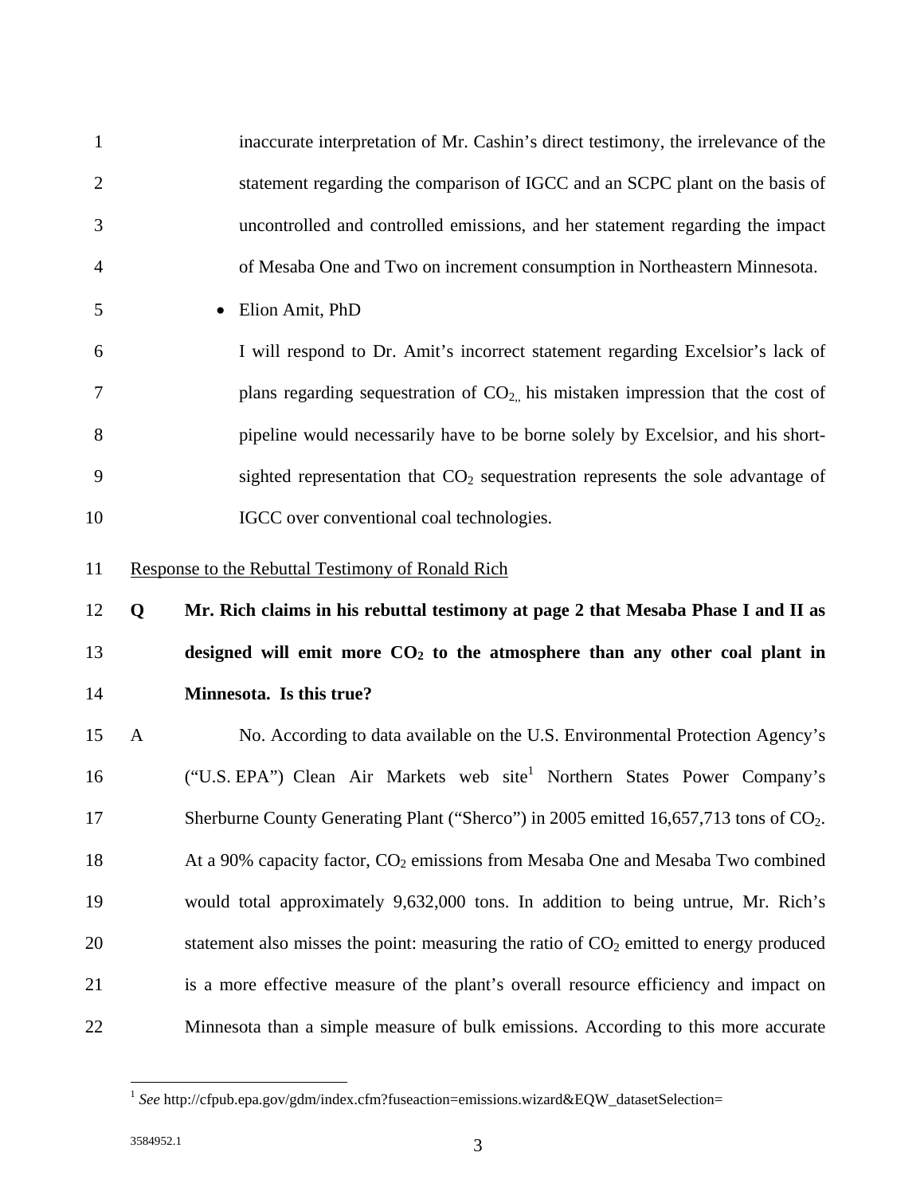inaccurate interpretation of Mr. Cashin's direct testimony, the irrelevance of the statement regarding the comparison of IGCC and an SCPC plant on the basis of uncontrolled and controlled emissions, and her statement regarding the impact of Mesaba One and Two on increment consumption in Northeastern Minnesota.

- Elion Amit, PhD

I will respond to Dr. Amit's incorrect statement regarding Excelsior's lack of plans regarding sequestration of $CO_2$,, his mistaken impression that the cost of pipeline would necessarily have to be borne solely by Excelsior, and his short-sighted representation that $CO_2$ sequestration represents the sole advantage of IGCC over conventional coal technologies.

Response to the Rebuttal Testimony of Ronald Rich

**Q Mr. Rich claims in his rebuttal testimony at page 2 that Mesaba Phase I and II as designed will emit more $CO_2$ to the atmosphere than any other coal plant in Minnesota. Is this true?**

A No. According to data available on the U.S. Environmental Protection Agency's ("U.S. EPA") Clean Air Markets web site[1] Northern States Power Company's Sherburne County Generating Plant ("Sherco") in 2005 emitted 16,657,713 tons of $CO_2$. At a 90% capacity factor, $CO_2$ emissions from Mesaba One and Mesaba Two combined would total approximately 9,632,000 tons. In addition to being untrue, Mr. Rich's statement also misses the point: measuring the ratio of $CO_2$ emitted to energy produced is a more effective measure of the plant's overall resource efficiency and impact on Minnesota than a simple measure of bulk emissions. According to this more accurate

[1] *See* http://cfpub.epa.gov/gdm/index.cfm?fuseaction=emissions.wizard&EQW_datasetSelection=

3584952.1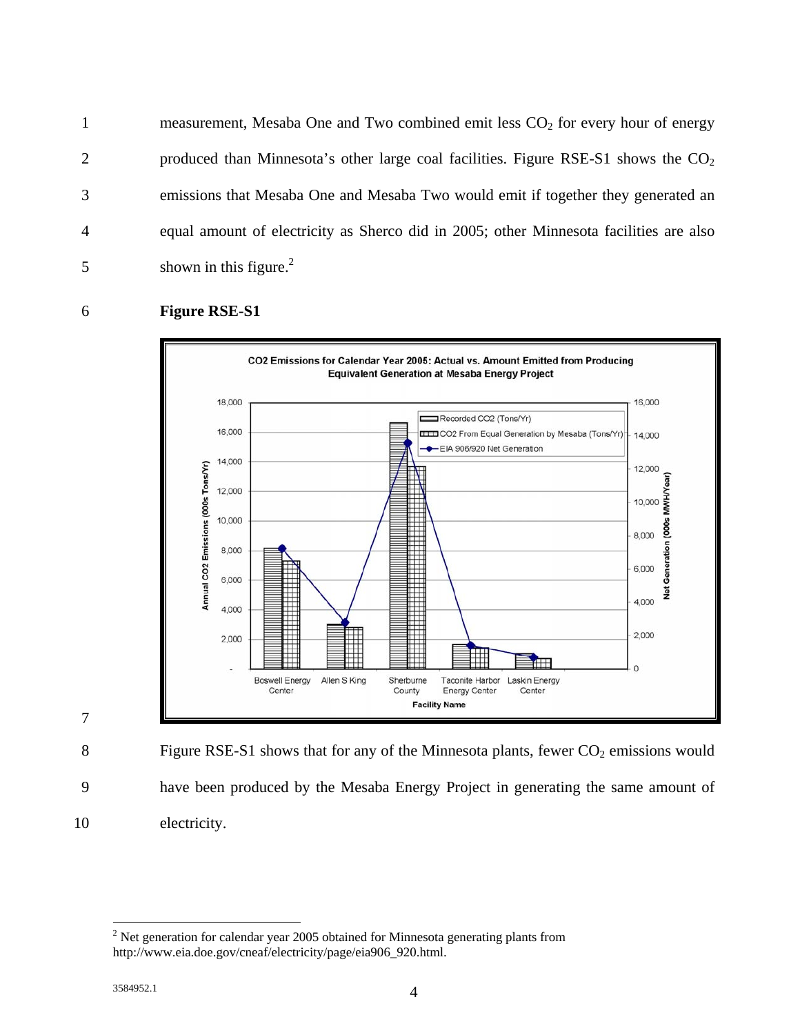measurement, Mesaba One and Two combined emit less $CO_2$ for every hour of energy produced than Minnesota's other large coal facilities. Figure RSE-S1 shows the $CO_2$ emissions that Mesaba One and Mesaba Two would emit if together they generated an equal amount of electricity as Sherco did in 2005; other Minnesota facilities are also shown in this figure.[2]

**Figure RSE-S1**

CO2 Emissions for Calendar Year 2005: Actual vs. Amount Emitted from Producing Equivalent Generation at Mesaba Energy Project

Figure RSE-S1 shows that for any of the Minnesota plants, fewer $CO_2$ emissions would have been produced by the Mesaba Energy Project in generating the same amount of electricity.

---

[2] Net generation for calendar year 2005 obtained for Minnesota generating plants from http://www.eia.doe.gov/cneaf/electricity/page/eia906_920.html.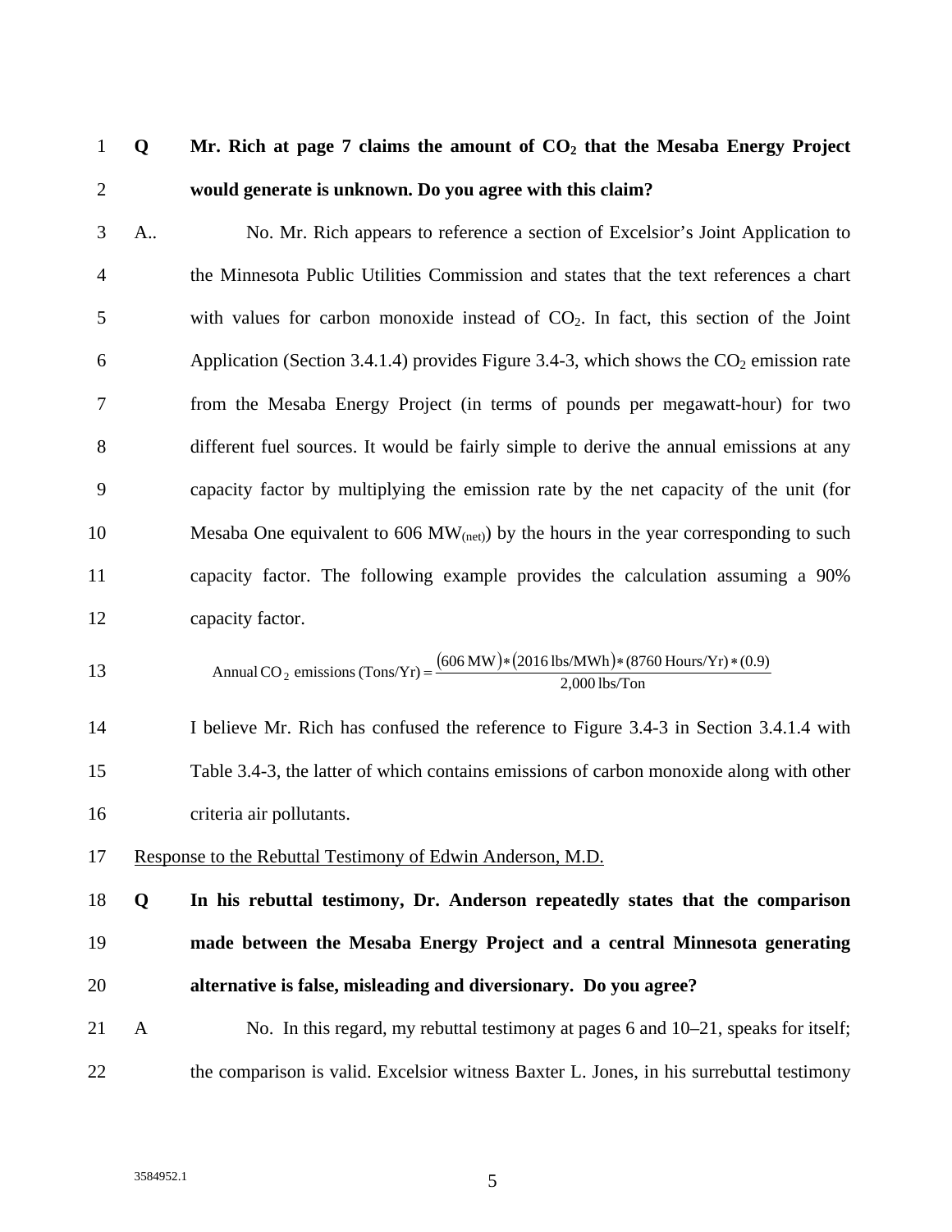**Q Mr. Rich at page 7 claims the amount of $CO_2$ that the Mesaba Energy Project would generate is unknown. Do you agree with this claim?**

A.. No. Mr. Rich appears to reference a section of Excelsior's Joint Application to the Minnesota Public Utilities Commission and states that the text references a chart with values for carbon monoxide instead of $CO_2$. In fact, this section of the Joint Application (Section 3.4.1.4) provides Figure 3.4-3, which shows the $CO_2$ emission rate from the Mesaba Energy Project (in terms of pounds per megawatt-hour) for two different fuel sources. It would be fairly simple to derive the annual emissions at any capacity factor by multiplying the emission rate by the net capacity of the unit (for Mesaba One equivalent to 606 $MW_{(net)}$) by the hours in the year corresponding to such capacity factor. The following example provides the calculation assuming a 90% capacity factor.

$$\text{Annual } CO_2 \text{ emissions (Tons/Yr)} = \frac{(606\text{ MW}) * (2016\text{ lbs/MWh}) * (8760\text{ Hours/Yr}) * (0.9)}{2{,}000\text{ lbs/Ton}}$$

I believe Mr. Rich has confused the reference to Figure 3.4-3 in Section 3.4.1.4 with Table 3.4-3, the latter of which contains emissions of carbon monoxide along with other criteria air pollutants.

Response to the Rebuttal Testimony of Edwin Anderson, M.D.

**Q In his rebuttal testimony, Dr. Anderson repeatedly states that the comparison made between the Mesaba Energy Project and a central Minnesota generating alternative is false, misleading and diversionary. Do you agree?**

A No. In this regard, my rebuttal testimony at pages 6 and 10–21, speaks for itself; the comparison is valid. Excelsior witness Baxter L. Jones, in his surrebuttal testimony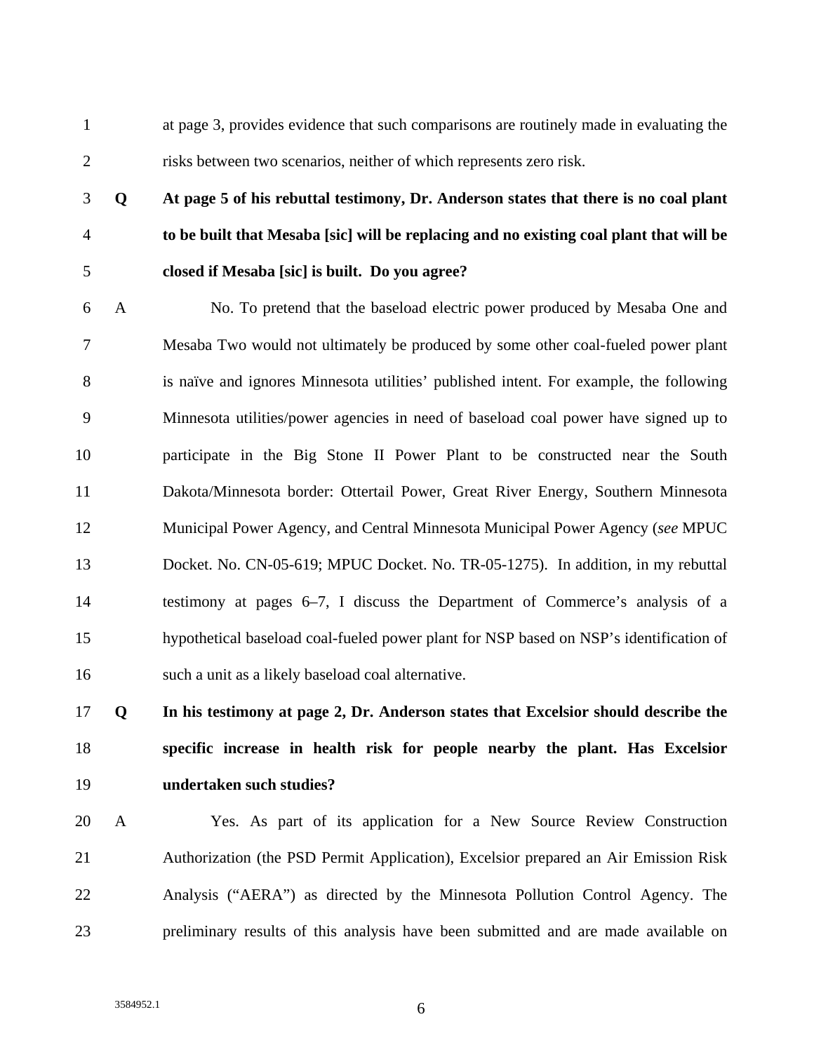at page 3, provides evidence that such comparisons are routinely made in evaluating the risks between two scenarios, neither of which represents zero risk.

**Q At page 5 of his rebuttal testimony, Dr. Anderson states that there is no coal plant to be built that Mesaba [sic] will be replacing and no existing coal plant that will be closed if Mesaba [sic] is built. Do you agree?**

A No. To pretend that the baseload electric power produced by Mesaba One and Mesaba Two would not ultimately be produced by some other coal-fueled power plant is naïve and ignores Minnesota utilities' published intent. For example, the following Minnesota utilities/power agencies in need of baseload coal power have signed up to participate in the Big Stone II Power Plant to be constructed near the South Dakota/Minnesota border: Ottertail Power, Great River Energy, Southern Minnesota Municipal Power Agency, and Central Minnesota Municipal Power Agency (*see* MPUC Docket. No. CN-05-619; MPUC Docket. No. TR-05-1275). In addition, in my rebuttal testimony at pages 6–7, I discuss the Department of Commerce's analysis of a hypothetical baseload coal-fueled power plant for NSP based on NSP's identification of such a unit as a likely baseload coal alternative.

**Q In his testimony at page 2, Dr. Anderson states that Excelsior should describe the specific increase in health risk for people nearby the plant. Has Excelsior undertaken such studies?**

A Yes. As part of its application for a New Source Review Construction Authorization (the PSD Permit Application), Excelsior prepared an Air Emission Risk Analysis ("AERA") as directed by the Minnesota Pollution Control Agency. The preliminary results of this analysis have been submitted and are made available on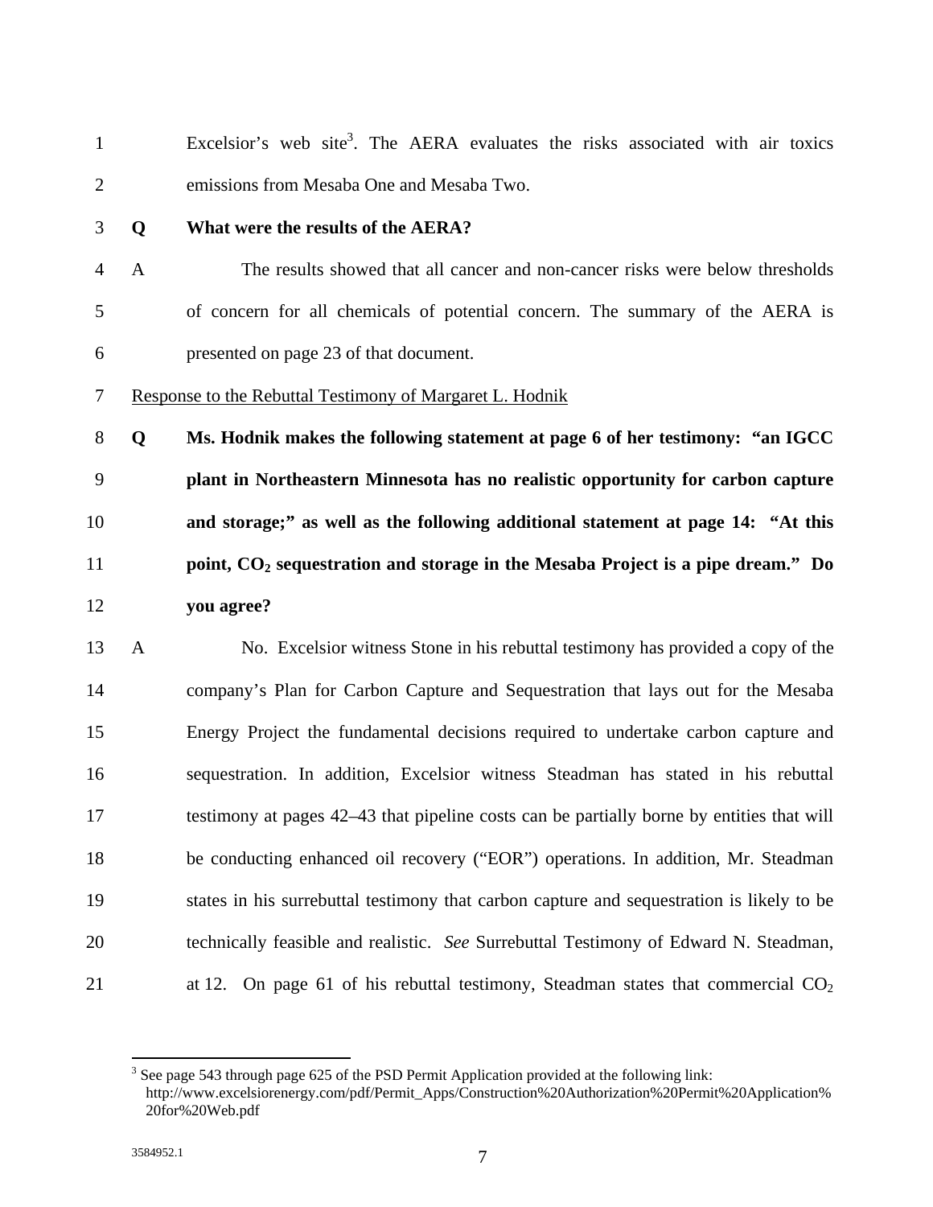Excelsior's web site[3]. The AERA evaluates the risks associated with air toxics emissions from Mesaba One and Mesaba Two.

**Q What were the results of the AERA?**

A The results showed that all cancer and non-cancer risks were below thresholds of concern for all chemicals of potential concern. The summary of the AERA is presented on page 23 of that document.

<u>Response to the Rebuttal Testimony of Margaret L. Hodnik</u>

**Q Ms. Hodnik makes the following statement at page 6 of her testimony: "an IGCC plant in Northeastern Minnesota has no realistic opportunity for carbon capture and storage;" as well as the following additional statement at page 14: "At this point, $CO_2$ sequestration and storage in the Mesaba Project is a pipe dream." Do you agree?**

A No. Excelsior witness Stone in his rebuttal testimony has provided a copy of the company's Plan for Carbon Capture and Sequestration that lays out for the Mesaba Energy Project the fundamental decisions required to undertake carbon capture and sequestration. In addition, Excelsior witness Steadman has stated in his rebuttal testimony at pages 42–43 that pipeline costs can be partially borne by entities that will be conducting enhanced oil recovery ("EOR") operations. In addition, Mr. Steadman states in his surrebuttal testimony that carbon capture and sequestration is likely to be technically feasible and realistic. *See* Surrebuttal Testimony of Edward N. Steadman, at 12. On page 61 of his rebuttal testimony, Steadman states that commercial $CO_2$

---

[3] See page 543 through page 625 of the PSD Permit Application provided at the following link: http://www.excelsiorenergy.com/pdf/Permit_Apps/Construction%20Authorization%20Permit%20Application%20for%20Web.pdf

3584952.1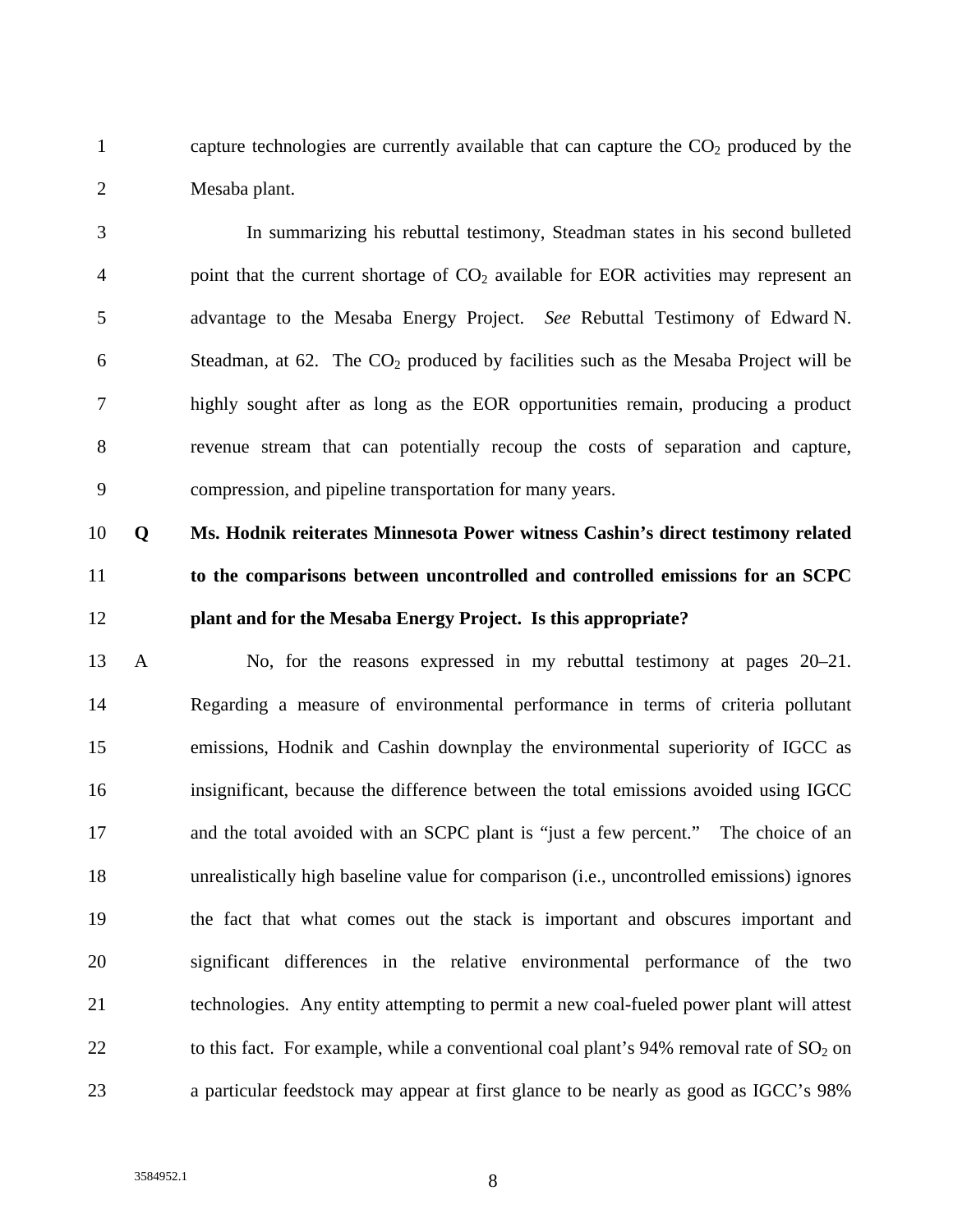capture technologies are currently available that can capture the $CO_2$ produced by the Mesaba plant.

In summarizing his rebuttal testimony, Steadman states in his second bulleted point that the current shortage of $CO_2$ available for EOR activities may represent an advantage to the Mesaba Energy Project. *See* Rebuttal Testimony of Edward N. Steadman, at 62. The $CO_2$ produced by facilities such as the Mesaba Project will be highly sought after as long as the EOR opportunities remain, producing a product revenue stream that can potentially recoup the costs of separation and capture, compression, and pipeline transportation for many years.

**Q Ms. Hodnik reiterates Minnesota Power witness Cashin's direct testimony related to the comparisons between uncontrolled and controlled emissions for an SCPC plant and for the Mesaba Energy Project. Is this appropriate?**

A No, for the reasons expressed in my rebuttal testimony at pages 20–21. Regarding a measure of environmental performance in terms of criteria pollutant emissions, Hodnik and Cashin downplay the environmental superiority of IGCC as insignificant, because the difference between the total emissions avoided using IGCC and the total avoided with an SCPC plant is "just a few percent." The choice of an unrealistically high baseline value for comparison (i.e., uncontrolled emissions) ignores the fact that what comes out the stack is important and obscures important and significant differences in the relative environmental performance of the two technologies. Any entity attempting to permit a new coal-fueled power plant will attest to this fact. For example, while a conventional coal plant's 94% removal rate of $SO_2$ on a particular feedstock may appear at first glance to be nearly as good as IGCC's 98%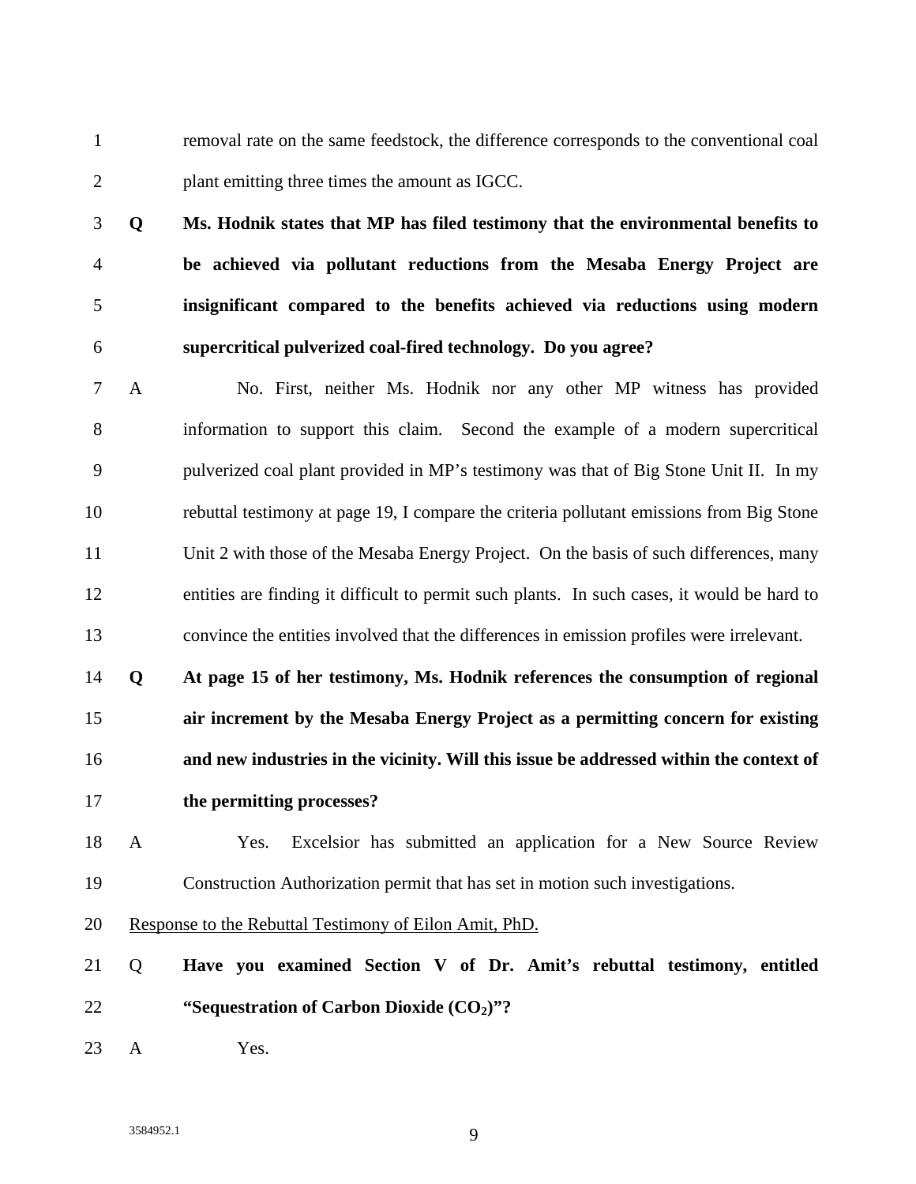removal rate on the same feedstock, the difference corresponds to the conventional coal plant emitting three times the amount as IGCC.

**Q Ms. Hodnik states that MP has filed testimony that the environmental benefits to be achieved via pollutant reductions from the Mesaba Energy Project are insignificant compared to the benefits achieved via reductions using modern supercritical pulverized coal-fired technology. Do you agree?**

A No. First, neither Ms. Hodnik nor any other MP witness has provided information to support this claim. Second the example of a modern supercritical pulverized coal plant provided in MP's testimony was that of Big Stone Unit II. In my rebuttal testimony at page 19, I compare the criteria pollutant emissions from Big Stone Unit 2 with those of the Mesaba Energy Project. On the basis of such differences, many entities are finding it difficult to permit such plants. In such cases, it would be hard to convince the entities involved that the differences in emission profiles were irrelevant.

**Q At page 15 of her testimony, Ms. Hodnik references the consumption of regional air increment by the Mesaba Energy Project as a permitting concern for existing and new industries in the vicinity. Will this issue be addressed within the context of the permitting processes?**

A Yes. Excelsior has submitted an application for a New Source Review Construction Authorization permit that has set in motion such investigations.

Response to the Rebuttal Testimony of Eilon Amit, PhD.

Q **Have you examined Section V of Dr. Amit's rebuttal testimony, entitled "Sequestration of Carbon Dioxide ($CO_2$)"?**

A Yes.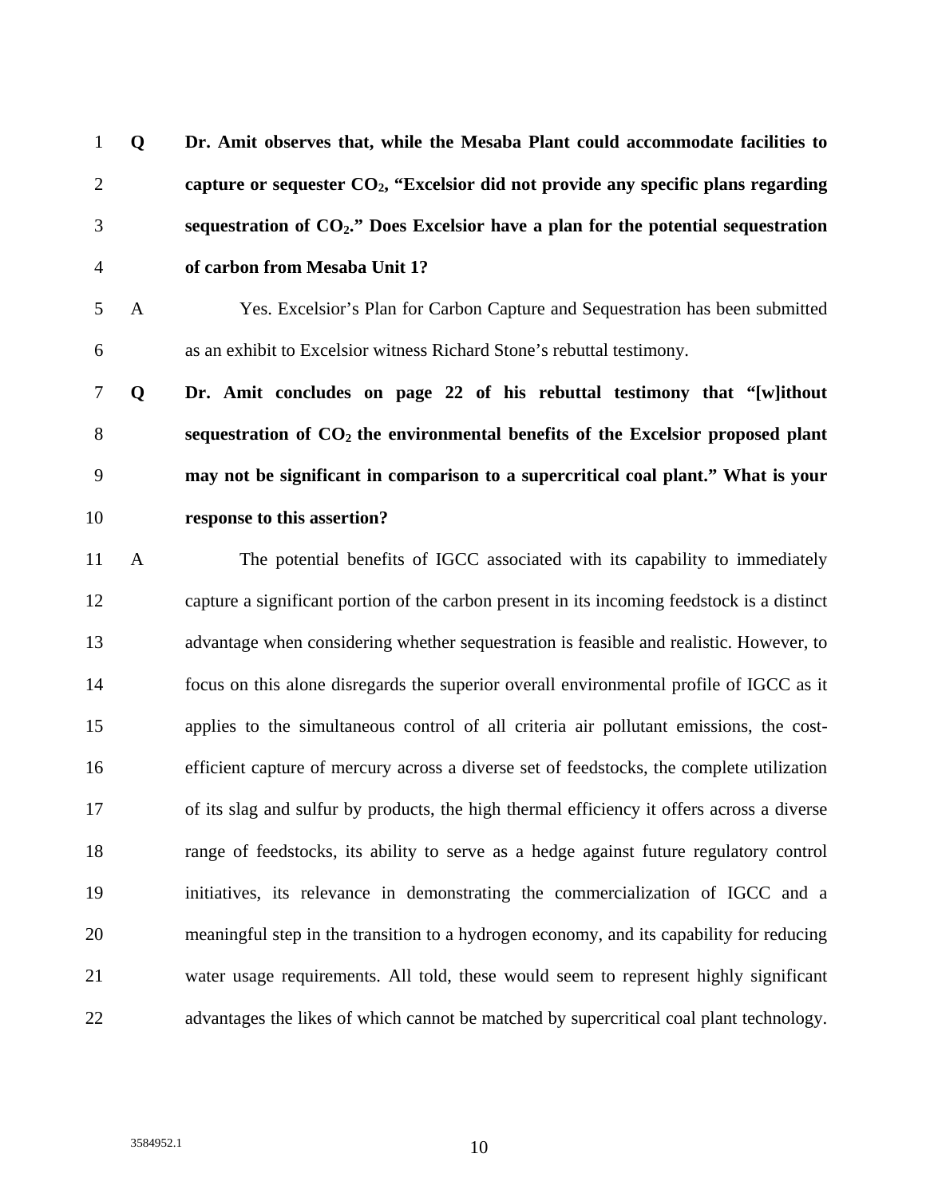**Q Dr. Amit observes that, while the Mesaba Plant could accommodate facilities to capture or sequester $CO_2$, "Excelsior did not provide any specific plans regarding sequestration of $CO_2$." Does Excelsior have a plan for the potential sequestration of carbon from Mesaba Unit 1?**

A Yes. Excelsior's Plan for Carbon Capture and Sequestration has been submitted as an exhibit to Excelsior witness Richard Stone's rebuttal testimony.

**Q Dr. Amit concludes on page 22 of his rebuttal testimony that "[w]ithout sequestration of $CO_2$ the environmental benefits of the Excelsior proposed plant may not be significant in comparison to a supercritical coal plant." What is your response to this assertion?**

A The potential benefits of IGCC associated with its capability to immediately capture a significant portion of the carbon present in its incoming feedstock is a distinct advantage when considering whether sequestration is feasible and realistic. However, to focus on this alone disregards the superior overall environmental profile of IGCC as it applies to the simultaneous control of all criteria air pollutant emissions, the cost-efficient capture of mercury across a diverse set of feedstocks, the complete utilization of its slag and sulfur by products, the high thermal efficiency it offers across a diverse range of feedstocks, its ability to serve as a hedge against future regulatory control initiatives, its relevance in demonstrating the commercialization of IGCC and a meaningful step in the transition to a hydrogen economy, and its capability for reducing water usage requirements. All told, these would seem to represent highly significant advantages the likes of which cannot be matched by supercritical coal plant technology.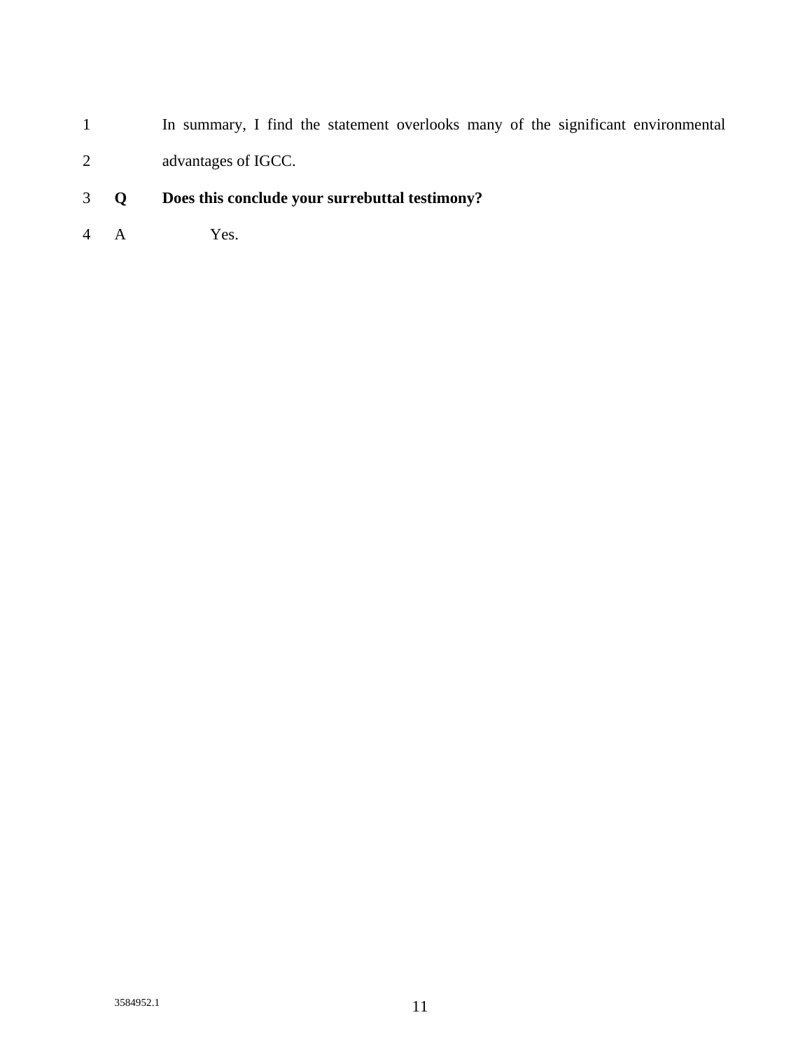In summary, I find the statement overlooks many of the significant environmental advantages of IGCC.

**Q Does this conclude your surrebuttal testimony?**

A Yes.